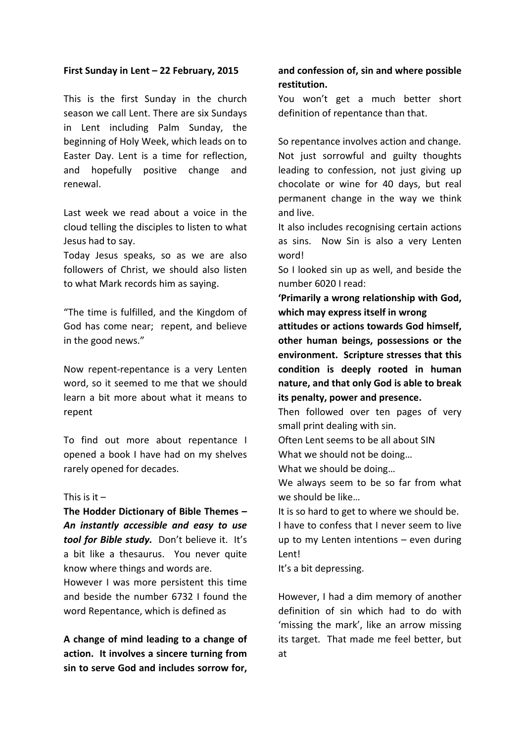**First Sunday in Lent – 22 February, 2015**

This is the first Sunday in the church season we call Lent. There are six Sundays in Lent including Palm Sunday, the beginning of Holy Week, which leads on to Easter Day. Lent is a time for reflection, and hopefully positive change and renewal.

Last week we read about a voice in the cloud telling the disciples to listen to what Jesus had to say.

Today Jesus speaks, so as we are also followers of Christ, we should also listen to what Mark records him as saying.

"The time is fulfilled, and the Kingdom of God has come near; repent, and believe in the good news."

Now repent-repentance is a very Lenten word, so it seemed to me that we should learn a bit more about what it means to repent

To find out more about repentance I opened a book I have had on my shelves rarely opened for decades.

This is it –

**The Hodder Dictionary of Bible Themes –** ***An instantly accessible and easy to use tool for Bible study.*** Don't believe it. It's a bit like a thesaurus. You never quite know where things and words are.

However I was more persistent this time and beside the number 6732 I found the word Repentance, which is defined as

**A change of mind leading to a change of action. It involves a sincere turning from sin to serve God and includes sorrow for, and confession of, sin and where possible restitution.**

You won't get a much better short definition of repentance than that.

So repentance involves action and change. Not just sorrowful and guilty thoughts leading to confession, not just giving up chocolate or wine for 40 days, but real permanent change in the way we think and live.

It also includes recognising certain actions as sins. Now Sin is also a very Lenten word!

So I looked sin up as well, and beside the number 6020 I read:

**'Primarily a wrong relationship with God, which may express itself in wrong attitudes or actions towards God himself, other human beings, possessions or the environment. Scripture stresses that this condition is deeply rooted in human nature, and that only God is able to break its penalty, power and presence.**

Then followed over ten pages of very small print dealing with sin.

Often Lent seems to be all about SIN

What we should not be doing…

What we should be doing…

We always seem to be so far from what we should be like…

It is so hard to get to where we should be.

I have to confess that I never seem to live up to my Lenten intentions – even during Lent!

It's a bit depressing.

However, I had a dim memory of another definition of sin which had to do with 'missing the mark', like an arrow missing its target. That made me feel better, but at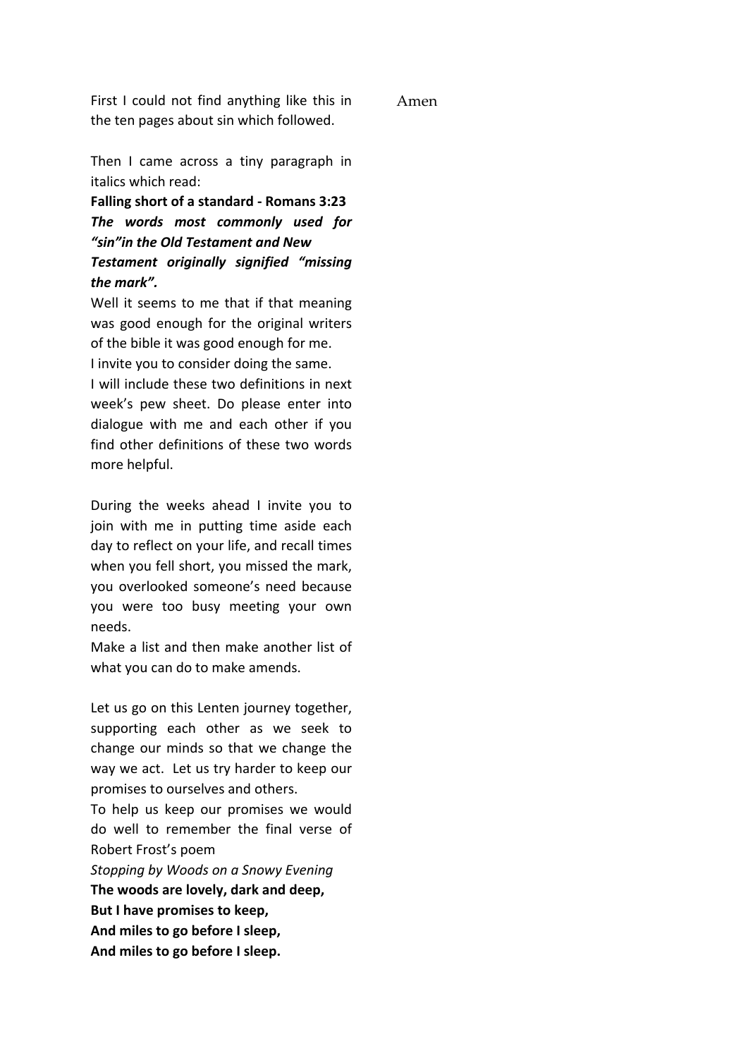First I could not find anything like this in the ten pages about sin which followed.

Then I came across a tiny paragraph in italics which read:

**Falling short of a standard - Romans 3:23**
***The words most commonly used for "sin"in the Old Testament and New Testament originally signified "missing the mark".***

Well it seems to me that if that meaning was good enough for the original writers of the bible it was good enough for me.
I invite you to consider doing the same.
I will include these two definitions in next week's pew sheet. Do please enter into dialogue with me and each other if you find other definitions of these two words more helpful.

During the weeks ahead I invite you to join with me in putting time aside each day to reflect on your life, and recall times when you fell short, you missed the mark, you overlooked someone's need because you were too busy meeting your own needs.
Make a list and then make another list of what you can do to make amends.

Let us go on this Lenten journey together, supporting each other as we seek to change our minds so that we change the way we act. Let us try harder to keep our promises to ourselves and others.
To help us keep our promises we would do well to remember the final verse of Robert Frost's poem
*Stopping by Woods on a Snowy Evening*
**The woods are lovely, dark and deep,**
**But I have promises to keep,**
**And miles to go before I sleep,**
**And miles to go before I sleep.**

Amen